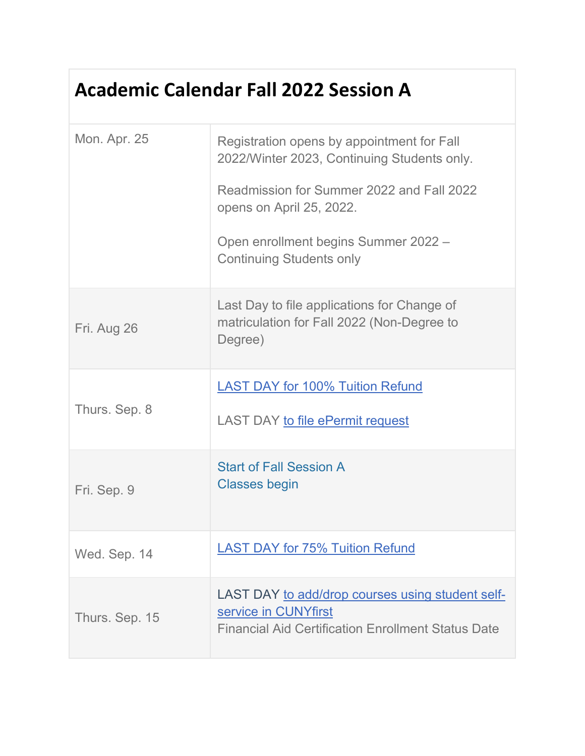| Academic Calendar Fall 2022 Session A | |
|---|---|
| Mon. Apr. 25 | Registration opens by appointment for Fall 2022/Winter 2023, Continuing Students only.<br><br>Readmission for Summer 2022 and Fall 2022 opens on April 25, 2022.<br><br>Open enrollment begins Summer 2022 – Continuing Students only |
| Fri. Aug 26 | Last Day to file applications for Change of matriculation for Fall 2022 (Non-Degree to Degree) |
| Thurs. Sep. 8 | LAST DAY for 100% Tuition Refund<br><br>LAST DAY to file ePermit request |
| Fri. Sep. 9 | Start of Fall Session A<br>Classes begin |
| Wed. Sep. 14 | LAST DAY for 75% Tuition Refund |
| Thurs. Sep. 15 | LAST DAY to add/drop courses using student self-service in CUNYfirst<br>Financial Aid Certification Enrollment Status Date |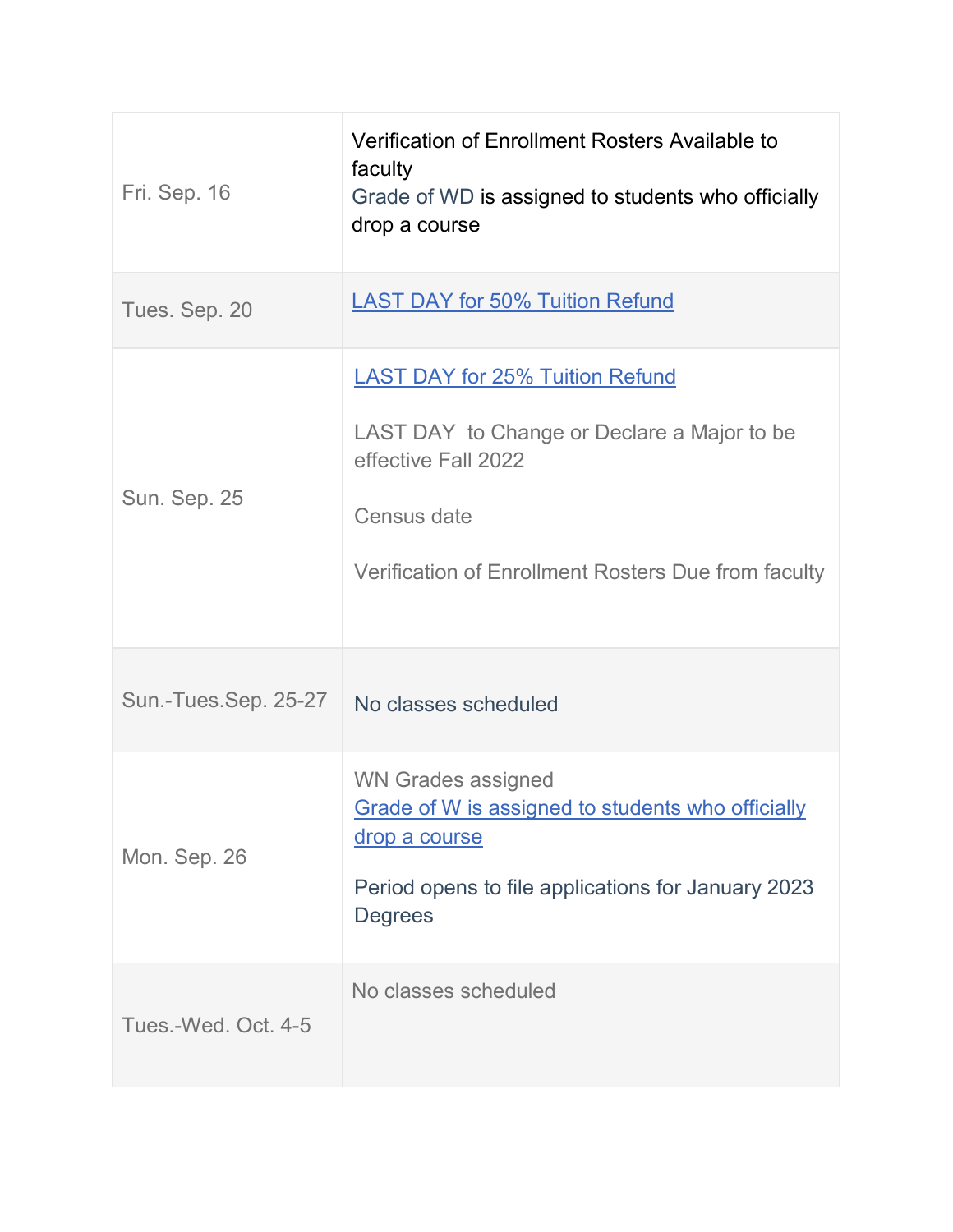| | |
|---|---|
| Fri. Sep. 16 | Verification of Enrollment Rosters Available to faculty<br>Grade of WD is assigned to students who officially drop a course |
| Tues. Sep. 20 | LAST DAY for 50% Tuition Refund |
| Sun. Sep. 25 | LAST DAY for 25% Tuition Refund<br><br>LAST DAY to Change or Declare a Major to be effective Fall 2022<br><br>Census date<br><br>Verification of Enrollment Rosters Due from faculty |
| Sun.-Tues.Sep. 25-27 | No classes scheduled |
| Mon. Sep. 26 | WN Grades assigned<br>Grade of W is assigned to students who officially drop a course<br><br>Period opens to file applications for January 2023 Degrees |
| Tues.-Wed. Oct. 4-5 | No classes scheduled |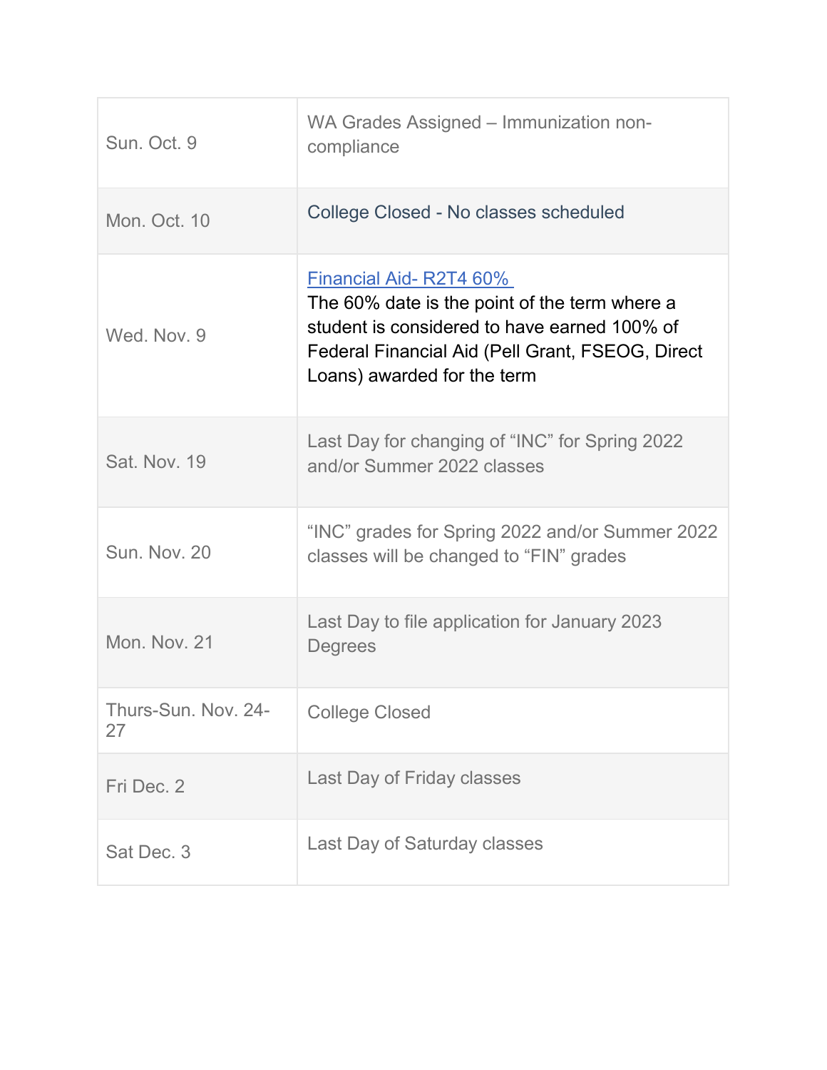| | |
|---|---|
| Sun. Oct. 9 | WA Grades Assigned – Immunization non-compliance |
| Mon. Oct. 10 | College Closed - No classes scheduled |
| Wed. Nov. 9 | [Financial Aid- R2T4 60%](#) The 60% date is the point of the term where a student is considered to have earned 100% of Federal Financial Aid (Pell Grant, FSEOG, Direct Loans) awarded for the term |
| Sat. Nov. 19 | Last Day for changing of "INC" for Spring 2022 and/or Summer 2022 classes |
| Sun. Nov. 20 | "INC" grades for Spring 2022 and/or Summer 2022 classes will be changed to "FIN" grades |
| Mon. Nov. 21 | Last Day to file application for January 2023 Degrees |
| Thurs-Sun. Nov. 24-27 | College Closed |
| Fri Dec. 2 | Last Day of Friday classes |
| Sat Dec. 3 | Last Day of Saturday classes |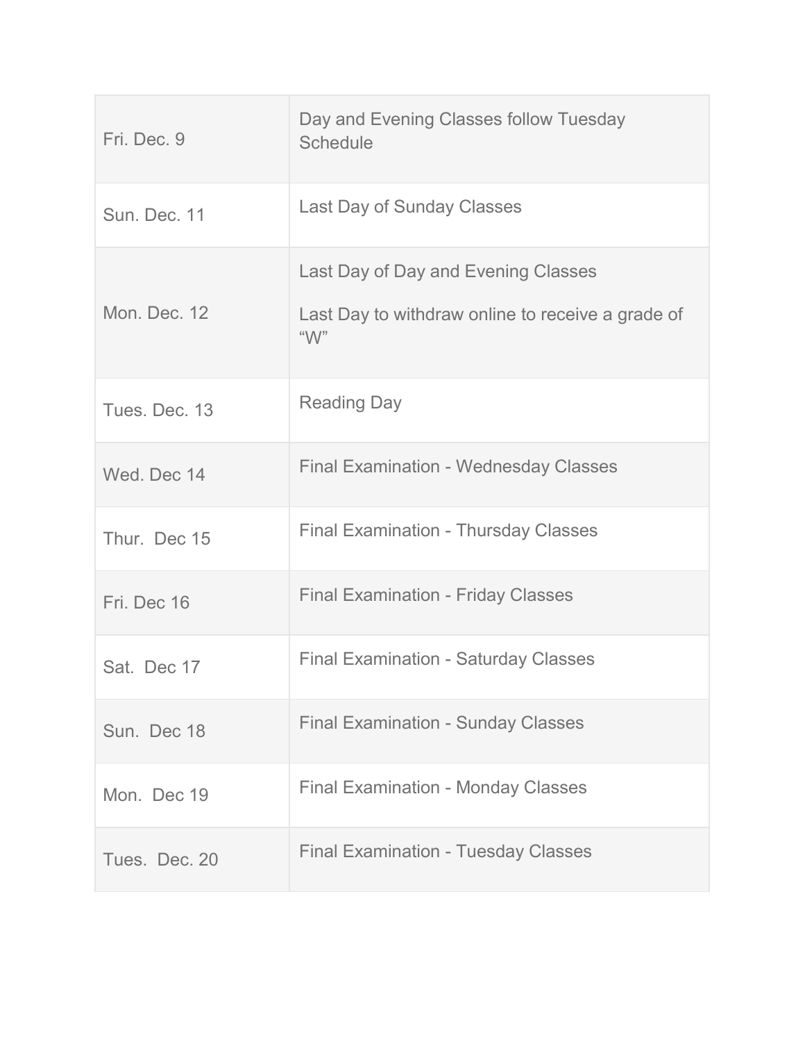| | |
|---|---|
| Fri. Dec. 9 | Day and Evening Classes follow Tuesday Schedule |
| Sun. Dec. 11 | Last Day of Sunday Classes |
| Mon. Dec. 12 | Last Day of Day and Evening Classes<br><br>Last Day to withdraw online to receive a grade of "W" |
| Tues. Dec. 13 | Reading Day |
| Wed. Dec 14 | Final Examination - Wednesday Classes |
| Thur. Dec 15 | Final Examination - Thursday Classes |
| Fri. Dec 16 | Final Examination - Friday Classes |
| Sat. Dec 17 | Final Examination - Saturday Classes |
| Sun. Dec 18 | Final Examination - Sunday Classes |
| Mon. Dec 19 | Final Examination - Monday Classes |
| Tues. Dec. 20 | Final Examination - Tuesday Classes |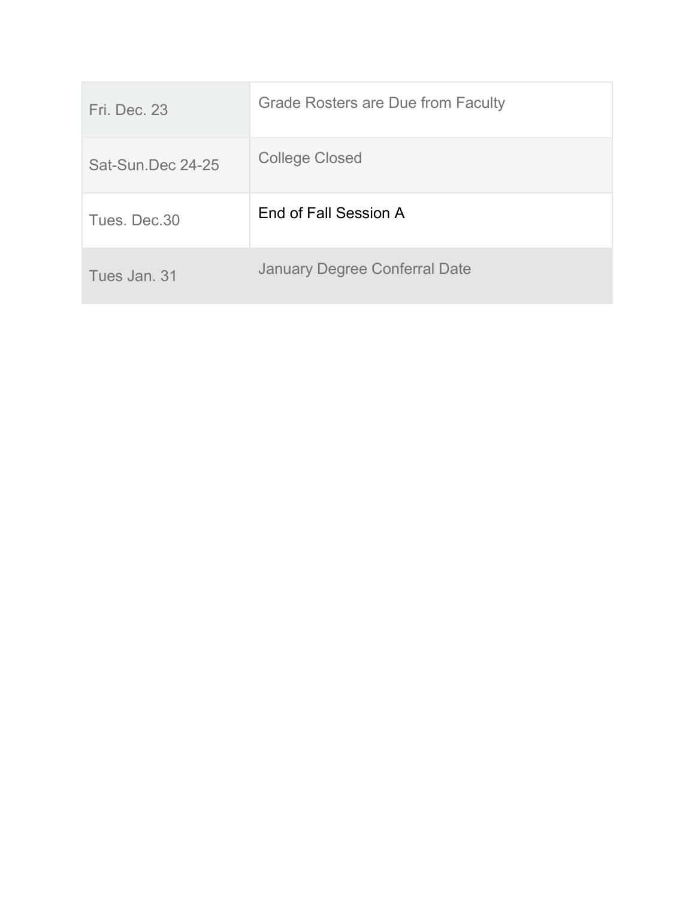| | |
|---|---|
| Fri. Dec. 23 | Grade Rosters are Due from Faculty |
| Sat-Sun.Dec 24-25 | College Closed |
| Tues. Dec.30 | End of Fall Session A |
| Tues Jan. 31 | January Degree Conferral Date |